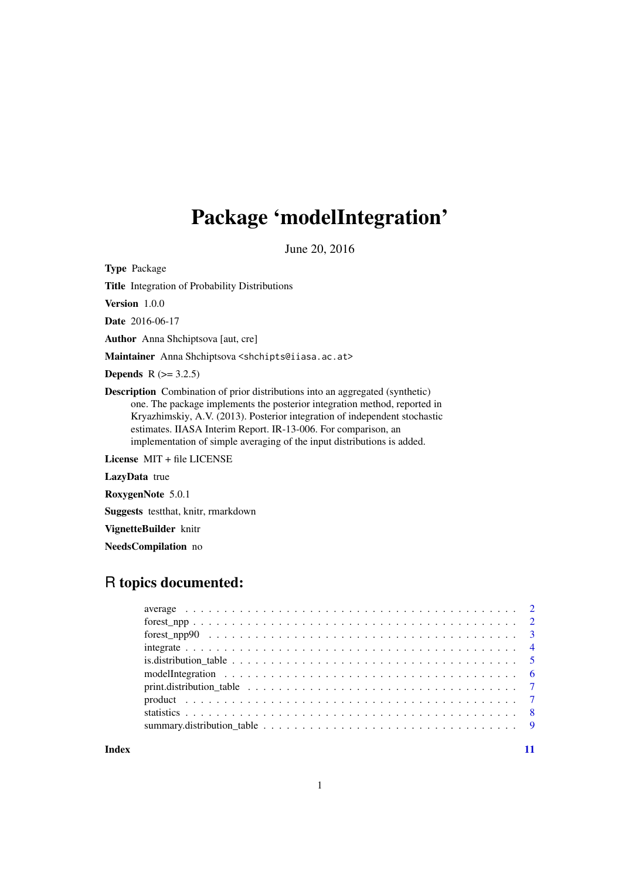# Package 'modelIntegration'

June 20, 2016

**Type** Package

**Title** Integration of Probability Distributions

**Version** 1.0.0

**Date** 2016-06-17

**Author** Anna Shchiptsova [aut, cre]

**Maintainer** Anna Shchiptsova <shchipts@iiasa.ac.at>

**Depends** R (>= 3.2.5)

**Description** Combination of prior distributions into an aggregated (synthetic) one. The package implements the posterior integration method, reported in Kryazhimskiy, A.V. (2013). Posterior integration of independent stochastic estimates. IIASA Interim Report. IR-13-006. For comparison, an implementation of simple averaging of the input distributions is added.

**License** MIT + file LICENSE

**LazyData** true

**RoxygenNote** 5.0.1

**Suggests** testthat, knitr, rmarkdown

**VignetteBuilder** knitr

**NeedsCompilation** no

## R topics documented:

| | |
|---|---|
| average | 2 |
| forest_npp | 2 |
| forest_npp90 | 3 |
| integrate | 4 |
| is.distribution_table | 5 |
| modelIntegration | 6 |
| print.distribution_table | 7 |
| product | 7 |
| statistics | 8 |
| summary.distribution_table | 9 |

**Index** 11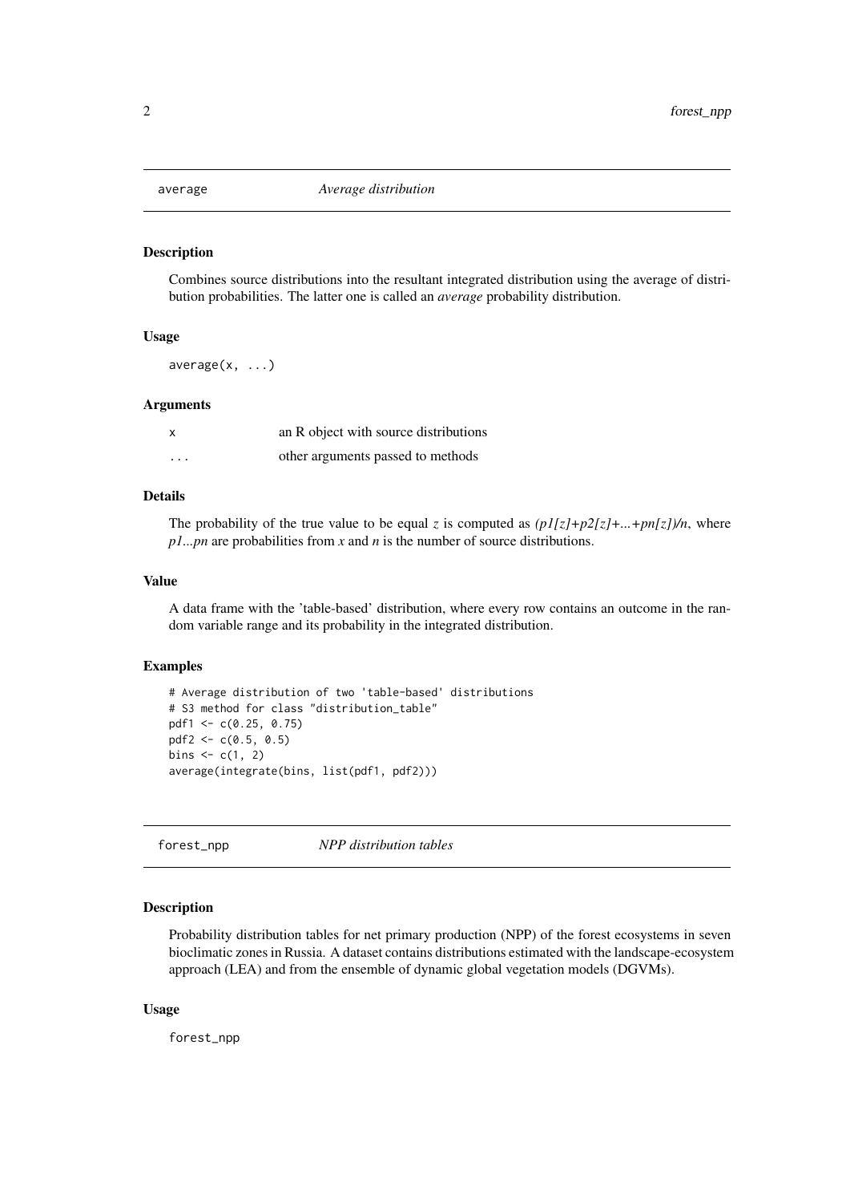## average — *Average distribution*

### Description

Combines source distributions into the resultant integrated distribution using the average of distribution probabilities. The latter one is called an *average* probability distribution.

### Usage

```
average(x, ...)
```

### Arguments

| | |
|---|---|
| x | an R object with source distributions |
| ... | other arguments passed to methods |

### Details

The probability of the true value to be equal $z$ is computed as $(p1[z]+p2[z]+...+pn[z])/n$, where $p1...pn$ are probabilities from $x$ and $n$ is the number of source distributions.

### Value

A data frame with the 'table-based' distribution, where every row contains an outcome in the random variable range and its probability in the integrated distribution.

### Examples

```
# Average distribution of two 'table-based' distributions
# S3 method for class "distribution_table"
pdf1 <- c(0.25, 0.75)
pdf2 <- c(0.5, 0.5)
bins <- c(1, 2)
average(integrate(bins, list(pdf1, pdf2)))
```

## forest_npp — *NPP distribution tables*

### Description

Probability distribution tables for net primary production (NPP) of the forest ecosystems in seven bioclimatic zones in Russia. A dataset contains distributions estimated with the landscape-ecosystem approach (LEA) and from the ensemble of dynamic global vegetation models (DGVMs).

### Usage

```
forest_npp
```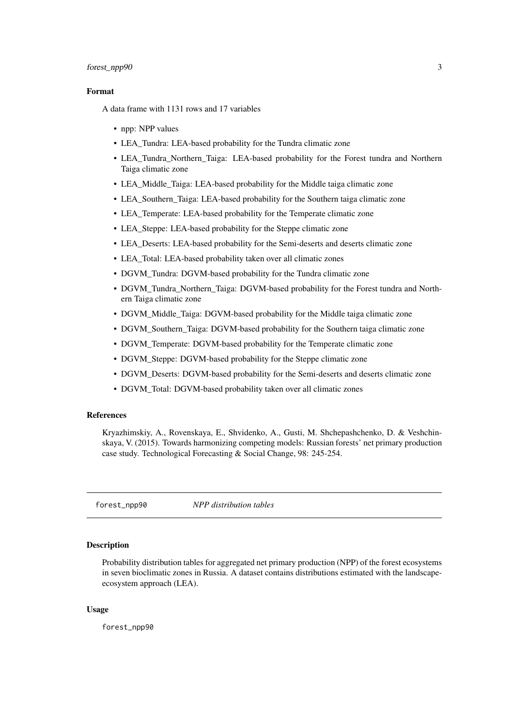### Format

A data frame with 1131 rows and 17 variables

- npp: NPP values
- LEA_Tundra: LEA-based probability for the Tundra climatic zone
- LEA_Tundra_Northern_Taiga: LEA-based probability for the Forest tundra and Northern Taiga climatic zone
- LEA_Middle_Taiga: LEA-based probability for the Middle taiga climatic zone
- LEA_Southern_Taiga: LEA-based probability for the Southern taiga climatic zone
- LEA_Temperate: LEA-based probability for the Temperate climatic zone
- LEA_Steppe: LEA-based probability for the Steppe climatic zone
- LEA_Deserts: LEA-based probability for the Semi-deserts and deserts climatic zone
- LEA_Total: LEA-based probability taken over all climatic zones
- DGVM_Tundra: DGVM-based probability for the Tundra climatic zone
- DGVM_Tundra_Northern_Taiga: DGVM-based probability for the Forest tundra and Northern Taiga climatic zone
- DGVM_Middle_Taiga: DGVM-based probability for the Middle taiga climatic zone
- DGVM_Southern_Taiga: DGVM-based probability for the Southern taiga climatic zone
- DGVM_Temperate: DGVM-based probability for the Temperate climatic zone
- DGVM_Steppe: DGVM-based probability for the Steppe climatic zone
- DGVM_Deserts: DGVM-based probability for the Semi-deserts and deserts climatic zone
- DGVM_Total: DGVM-based probability taken over all climatic zones

### References

Kryazhimskiy, A., Rovenskaya, E., Shvidenko, A., Gusti, M. Shchepashchenko, D. & Veshchinskaya, V. (2015). Towards harmonizing competing models: Russian forests' net primary production case study. Technological Forecasting & Social Change, 98: 245-254.

---

## forest_npp90 — *NPP distribution tables*

### Description

Probability distribution tables for aggregated net primary production (NPP) of the forest ecosystems in seven bioclimatic zones in Russia. A dataset contains distributions estimated with the landscape-ecosystem approach (LEA).

### Usage

```
forest_npp90
```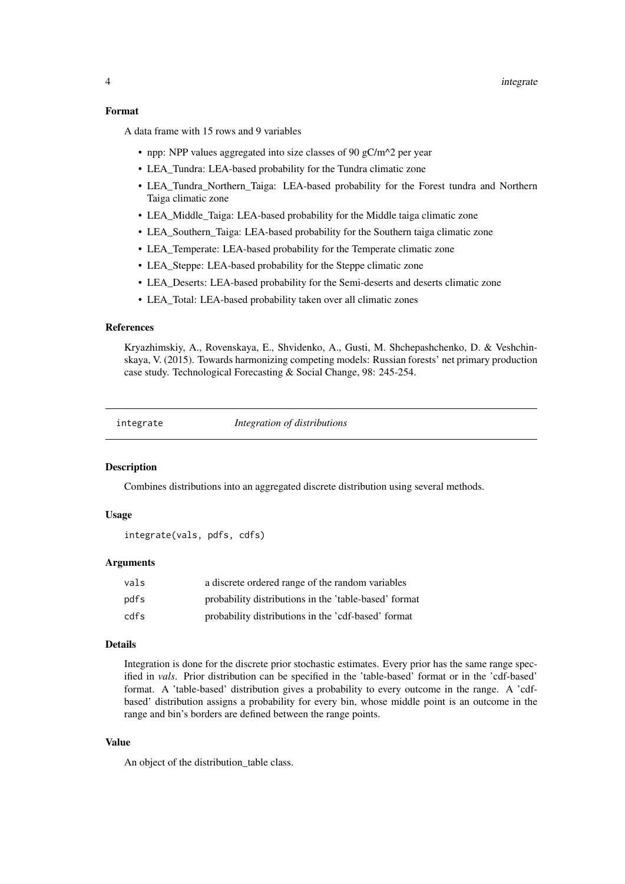### Format

A data frame with 15 rows and 9 variables

- npp: NPP values aggregated into size classes of 90 gC/m^2 per year
- LEA_Tundra: LEA-based probability for the Tundra climatic zone
- LEA_Tundra_Northern_Taiga: LEA-based probability for the Forest tundra and Northern Taiga climatic zone
- LEA_Middle_Taiga: LEA-based probability for the Middle taiga climatic zone
- LEA_Southern_Taiga: LEA-based probability for the Southern taiga climatic zone
- LEA_Temperate: LEA-based probability for the Temperate climatic zone
- LEA_Steppe: LEA-based probability for the Steppe climatic zone
- LEA_Deserts: LEA-based probability for the Semi-deserts and deserts climatic zone
- LEA_Total: LEA-based probability taken over all climatic zones

### References

Kryazhimskiy, A., Rovenskaya, E., Shvidenko, A., Gusti, M. Shchepashchenko, D. & Veshchinskaya, V. (2015). Towards harmonizing competing models: Russian forests' net primary production case study. Technological Forecasting & Social Change, 98: 245-254.

---

## integrate — *Integration of distributions*

### Description

Combines distributions into an aggregated discrete distribution using several methods.

### Usage

```
integrate(vals, pdfs, cdfs)
```

### Arguments

| | |
|---|---|
| vals | a discrete ordered range of the random variables |
| pdfs | probability distributions in the 'table-based' format |
| cdfs | probability distributions in the 'cdf-based' format |

### Details

Integration is done for the discrete prior stochastic estimates. Every prior has the same range specified in *vals*. Prior distribution can be specified in the 'table-based' format or in the 'cdf-based' format. A 'table-based' distribution gives a probability to every outcome in the range. A 'cdf-based' distribution assigns a probability for every bin, whose middle point is an outcome in the range and bin's borders are defined between the range points.

### Value

An object of the distribution_table class.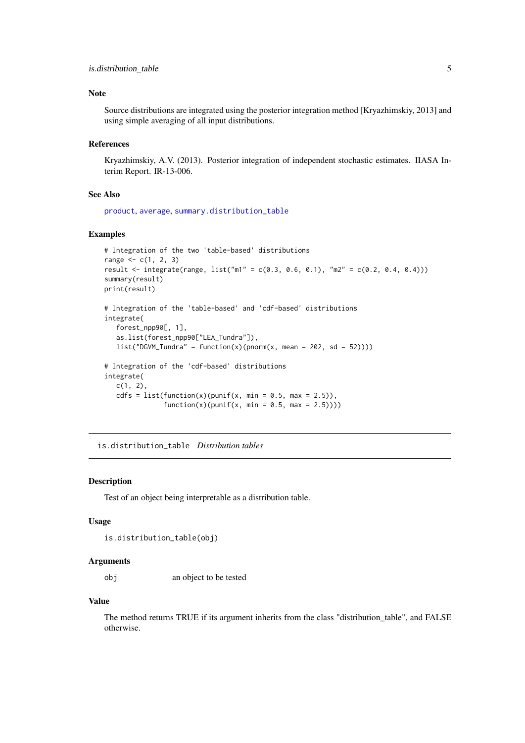### Note

Source distributions are integrated using the posterior integration method [Kryazhimskiy, 2013] and using simple averaging of all input distributions.

### References

Kryazhimskiy, A.V. (2013). Posterior integration of independent stochastic estimates. IIASA Interim Report. IR-13-006.

### See Also

`product`, `average`, `summary.distribution_table`

### Examples

```
# Integration of the two 'table-based' distributions
range <- c(1, 2, 3)
result <- integrate(range, list("m1" = c(0.3, 0.6, 0.1), "m2" = c(0.2, 0.4, 0.4)))
summary(result)
print(result)

# Integration of the 'table-based' and 'cdf-based' distributions
integrate(
   forest_npp90[, 1],
   as.list(forest_npp90["LEA_Tundra"]),
   list("DGVM_Tundra" = function(x)(pnorm(x, mean = 202, sd = 52))))

# Integration of the 'cdf-based' distributions
integrate(
   c(1, 2),
   cdfs = list(function(x)(punif(x, min = 0.5, max = 2.5)),
               function(x)(punif(x, min = 0.5, max = 2.5))))
```

---

## `is.distribution_table` *Distribution tables*

---

### Description

Test of an object being interpretable as a distribution table.

### Usage

```
is.distribution_table(obj)
```

### Arguments

| | |
|---|---|
| `obj` | an object to be tested |

### Value

The method returns TRUE if its argument inherits from the class "distribution_table", and FALSE otherwise.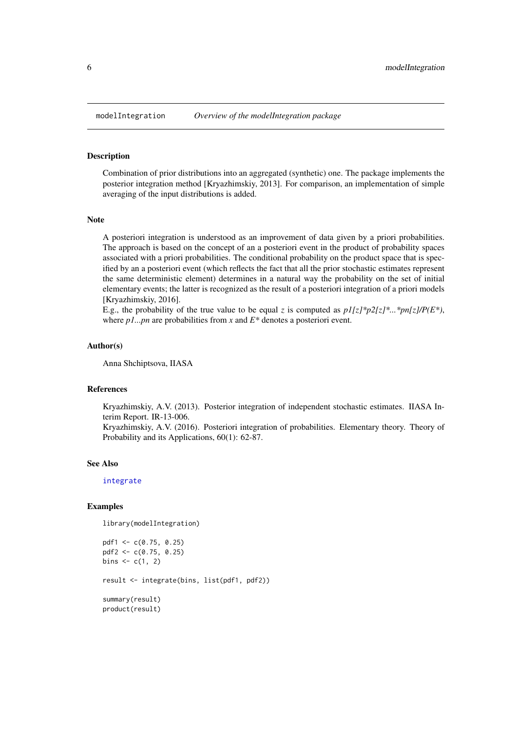# modelIntegration *Overview of the modelIntegration package*

## Description

Combination of prior distributions into an aggregated (synthetic) one. The package implements the posterior integration method [Kryazhimskiy, 2013]. For comparison, an implementation of simple averaging of the input distributions is added.

## Note

A posteriori integration is understood as an improvement of data given by a priori probabilities. The approach is based on the concept of an a posteriori event in the product of probability spaces associated with a priori probabilities. The conditional probability on the product space that is specified by an a posteriori event (which reflects the fact that all the prior stochastic estimates represent the same deterministic element) determines in a natural way the probability on the set of initial elementary events; the latter is recognized as the result of a posteriori integration of a priori models [Kryazhimskiy, 2016].

E.g., the probability of the true value to be equal $z$ is computed as *p1[z]\*p2[z]\*...\*pn[z]/P(E\*)*, where *p1...pn* are probabilities from *x* and *E\** denotes a posteriori event.

## Author(s)

Anna Shchiptsova, IIASA

## References

Kryazhimskiy, A.V. (2013). Posterior integration of independent stochastic estimates. IIASA Interim Report. IR-13-006.

Kryazhimskiy, A.V. (2016). Posteriori integration of probabilities. Elementary theory. Theory of Probability and its Applications, 60(1): 62-87.

## See Also

`integrate`

## Examples

```
library(modelIntegration)

pdf1 <- c(0.75, 0.25)
pdf2 <- c(0.75, 0.25)
bins <- c(1, 2)

result <- integrate(bins, list(pdf1, pdf2))

summary(result)
product(result)
```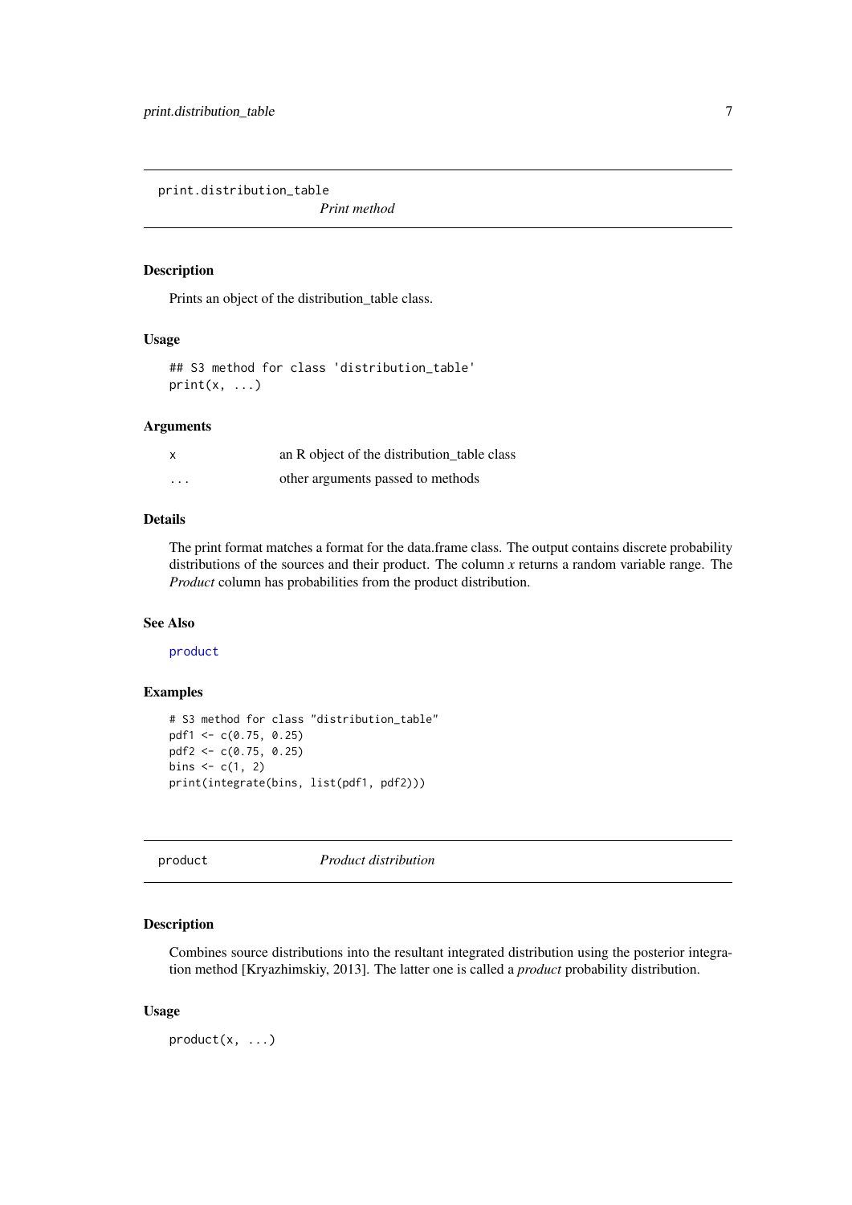## print.distribution_table

*Print method*

### Description

Prints an object of the distribution_table class.

### Usage

```
## S3 method for class 'distribution_table'
print(x, ...)
```

### Arguments

| | |
|---|---|
| x | an R object of the distribution_table class |
| ... | other arguments passed to methods |

### Details

The print format matches a format for the data.frame class. The output contains discrete probability distributions of the sources and their product. The column *x* returns a random variable range. The *Product* column has probabilities from the product distribution.

### See Also

product

### Examples

```
# S3 method for class "distribution_table"
pdf1 <- c(0.75, 0.25)
pdf2 <- c(0.75, 0.25)
bins <- c(1, 2)
print(integrate(bins, list(pdf1, pdf2)))
```

## product

*Product distribution*

### Description

Combines source distributions into the resultant integrated distribution using the posterior integration method [Kryazhimskiy, 2013]. The latter one is called a *product* probability distribution.

### Usage

```
product(x, ...)
```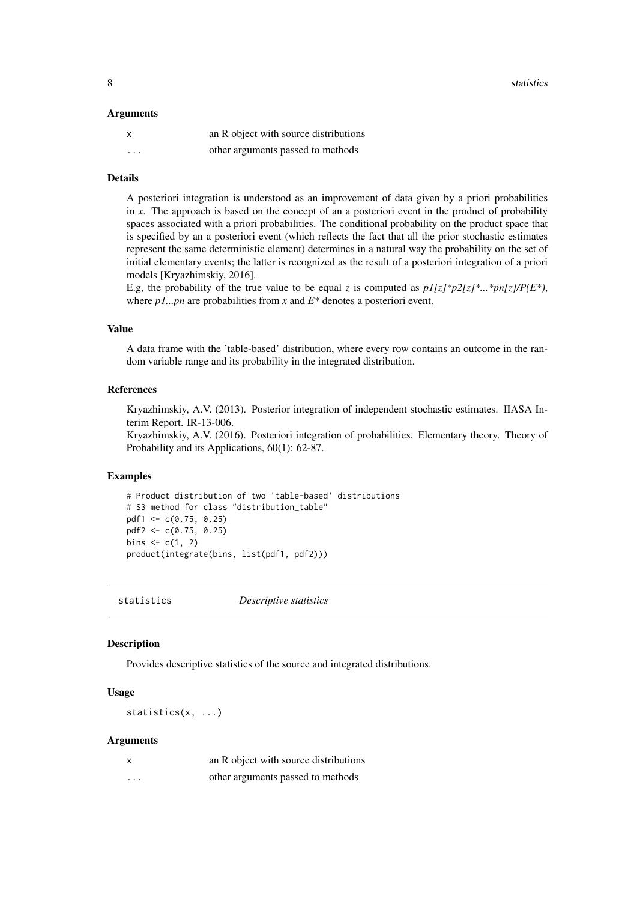### Arguments

| | |
|---|---|
| x | an R object with source distributions |
| ... | other arguments passed to methods |

### Details

A posteriori integration is understood as an improvement of data given by a priori probabilities in *x*. The approach is based on the concept of an a posteriori event in the product of probability spaces associated with a priori probabilities. The conditional probability on the product space that is specified by an a posteriori event (which reflects the fact that all the prior stochastic estimates represent the same deterministic element) determines in a natural way the probability on the set of initial elementary events; the latter is recognized as the result of a posteriori integration of a priori models [Kryazhimskiy, 2016].

E.g, the probability of the true value to be equal *z* is computed as *p1[z]*p2[z]*...*pn[z]/P(E*)*, where *p1...pn* are probabilities from *x* and *E** denotes a posteriori event.

### Value

A data frame with the 'table-based' distribution, where every row contains an outcome in the random variable range and its probability in the integrated distribution.

### References

Kryazhimskiy, A.V. (2013). Posterior integration of independent stochastic estimates. IIASA Interim Report. IR-13-006.

Kryazhimskiy, A.V. (2016). Posteriori integration of probabilities. Elementary theory. Theory of Probability and its Applications, 60(1): 62-87.

### Examples

```
# Product distribution of two 'table-based' distributions
# S3 method for class "distribution_table"
pdf1 <- c(0.75, 0.25)
pdf2 <- c(0.75, 0.25)
bins <- c(1, 2)
product(integrate(bins, list(pdf1, pdf2)))
```

---

## statistics *Descriptive statistics*

### Description

Provides descriptive statistics of the source and integrated distributions.

### Usage

```
statistics(x, ...)
```

### Arguments

| | |
|---|---|
| x | an R object with source distributions |
| ... | other arguments passed to methods |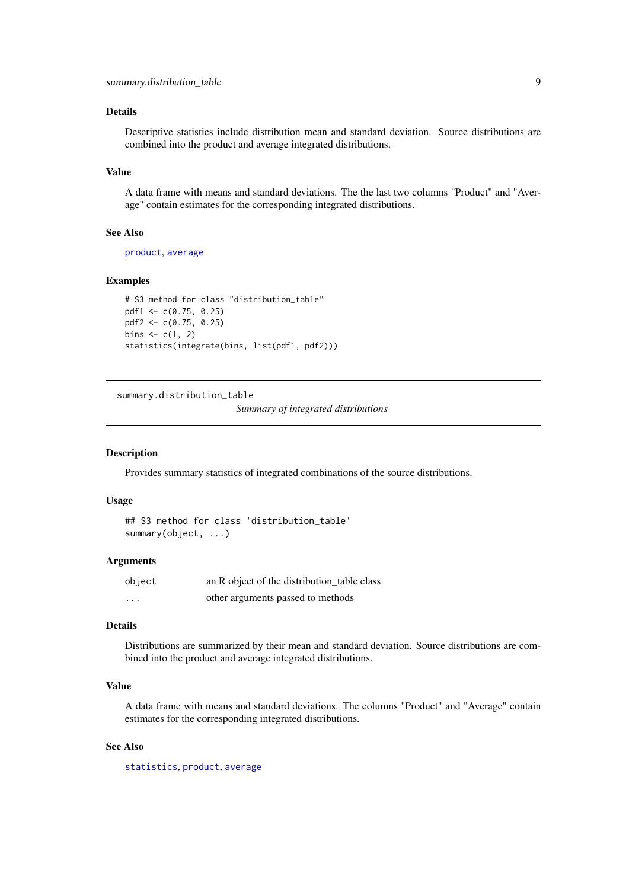### Details

Descriptive statistics include distribution mean and standard deviation. Source distributions are combined into the product and average integrated distributions.

### Value

A data frame with means and standard deviations. The the last two columns "Product" and "Average" contain estimates for the corresponding integrated distributions.

### See Also

product, average

### Examples

```
# S3 method for class "distribution_table"
pdf1 <- c(0.75, 0.25)
pdf2 <- c(0.75, 0.25)
bins <- c(1, 2)
statistics(integrate(bins, list(pdf1, pdf2)))
```

---

## summary.distribution_table

*Summary of integrated distributions*

---

### Description

Provides summary statistics of integrated combinations of the source distributions.

### Usage

```
## S3 method for class 'distribution_table'
summary(object, ...)
```

### Arguments

| | |
|---|---|
| `object` | an R object of the distribution_table class |
| `...` | other arguments passed to methods |

### Details

Distributions are summarized by their mean and standard deviation. Source distributions are combined into the product and average integrated distributions.

### Value

A data frame with means and standard deviations. The columns "Product" and "Average" contain estimates for the corresponding integrated distributions.

### See Also

statistics, product, average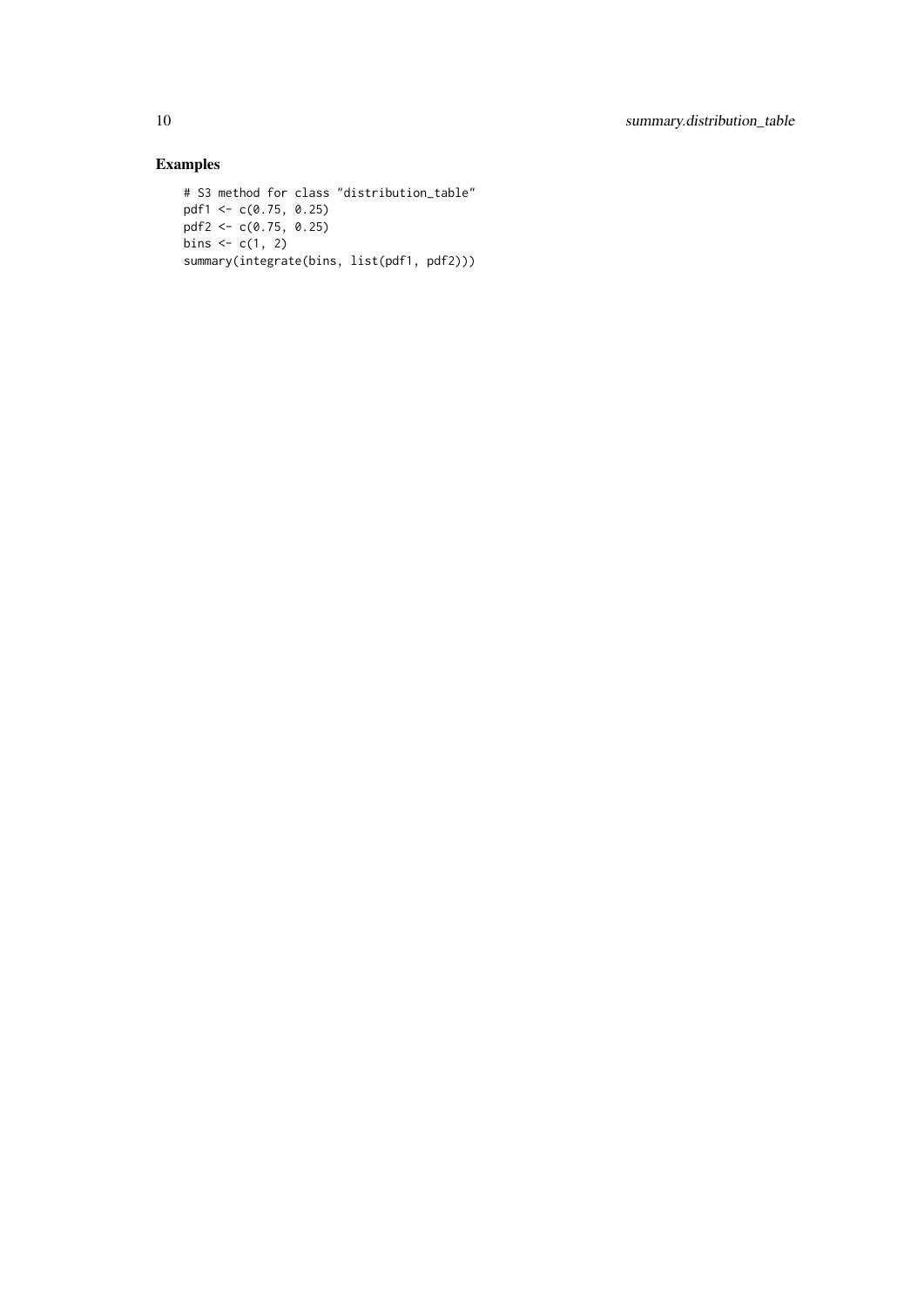## Examples

```
# S3 method for class "distribution_table"
pdf1 <- c(0.75, 0.25)
pdf2 <- c(0.75, 0.25)
bins <- c(1, 2)
summary(integrate(bins, list(pdf1, pdf2)))
```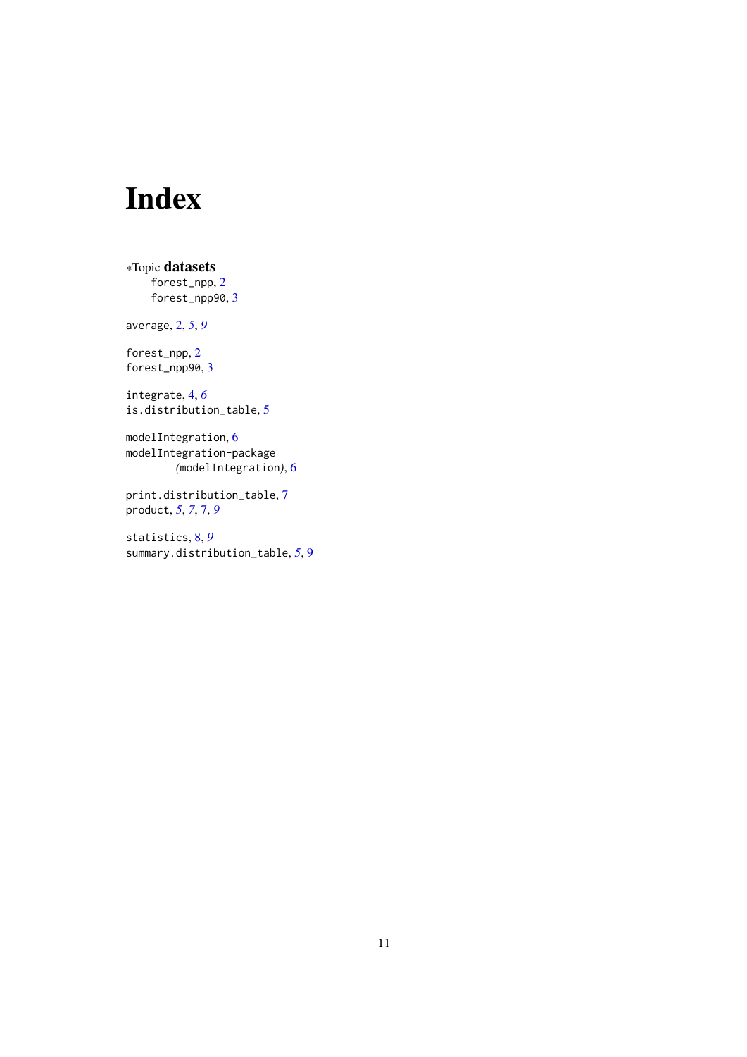# Index

*Topic **datasets**
  forest_npp, 2
  forest_npp90, 3

average, 2, *5*, *9*

forest_npp, 2
forest_npp90, 3

integrate, 4, *6*
is.distribution_table, 5

modelIntegration, 6
modelIntegration-package
  (modelIntegration), 6

print.distribution_table, 7
product, *5*, *7*, 7, *9*

statistics, 8, *9*
summary.distribution_table, *5*, 9